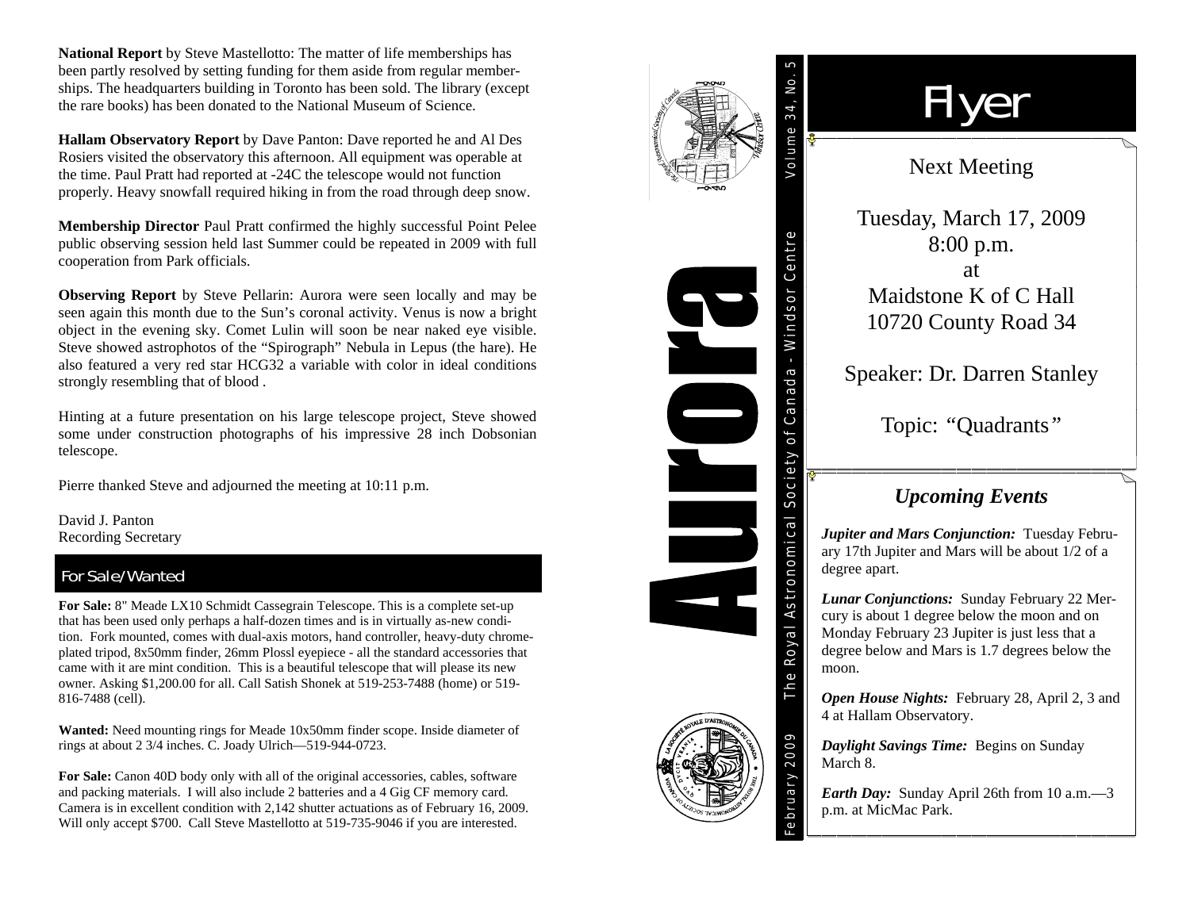**National Report** by Steve Mastellotto: The matter of life memberships has been partly resolved by setting funding for them aside from regular memberships. The headquarters building in Toronto has been sold. The library (except the rare books) has been donated to the National Museum of Science.

**Hallam Observatory Report** by Dave Panton: Dave reported he and Al Des Rosiers visited the observatory this afternoon. All equipment was operable at the time. Paul Pratt had reported at -24C the telescope would not function properly. Heavy snowfall required hiking in from the road through deep snow.

**Membership Director** Paul Pratt confirmed the highly successful Point Pelee public observing session held last Summer could be repeated in 2009 with full cooperation from Park officials.

**Observing Report** by Steve Pellarin: Aurora were seen locally and may be seen again this month due to the Sun's coronal activity. Venus is now a bright object in the evening sky. Comet Lulin will soon be near naked eye visible. Steve showed astrophotos of the "Spirograph" Nebula in Lepus (the hare). He also featured a very red star HCG32 a variable with color in ideal conditions strongly resembling that of blood .

Hinting at a future presentation on his large telescope project, Steve showed some under construction photographs of his impressive 28 inch Dobsonian telescope.

Pierre thanked Steve and adjourned the meeting at 10:11 p.m.

David J. Panton
Recording Secretary

## For Sale/Wanted

**For Sale:** 8" Meade LX10 Schmidt Cassegrain Telescope. This is a complete set-up that has been used only perhaps a half-dozen times and is in virtually as-new condition. Fork mounted, comes with dual-axis motors, hand controller, heavy-duty chrome-plated tripod, 8x50mm finder, 26mm Plossl eyepiece - all the standard accessories that came with it are mint condition. This is a beautiful telescope that will please its new owner. Asking $1,200.00 for all. Call Satish Shonek at 519-253-7488 (home) or 519-816-7488 (cell).

**Wanted:** Need mounting rings for Meade 10x50mm finder scope. Inside diameter of rings at about 2 3/4 inches. C. Joady Ulrich—519-944-0723.

**For Sale:** Canon 40D body only with all of the original accessories, cables, software and packing materials. I will also include 2 batteries and a 4 Gig CF memory card. Camera is in excellent condition with 2,142 shutter actuations as of February 16, 2009. Will only accept $700. Call Steve Mastellotto at 519-735-9046 if you are interested.

# Aurora

February 2009 The Royal Astronomical Society of Canada - Windsor Centre Volume 34, No. 5

# Flyer

## Next Meeting

Tuesday, March 17, 2009
8:00 p.m.
at
Maidstone K of C Hall
10720 County Road 34

Speaker: Dr. Darren Stanley

Topic: "Quadrants"

## *Upcoming Events*

***Jupiter and Mars Conjunction:*** Tuesday February 17th Jupiter and Mars will be about 1/2 of a degree apart.

***Lunar Conjunctions:*** Sunday February 22 Mercury is about 1 degree below the moon and on Monday February 23 Jupiter is just less that a degree below and Mars is 1.7 degrees below the moon.

***Open House Nights:*** February 28, April 2, 3 and 4 at Hallam Observatory.

***Daylight Savings Time:*** Begins on Sunday March 8.

***Earth Day:*** Sunday April 26th from 10 a.m.—3 p.m. at MicMac Park.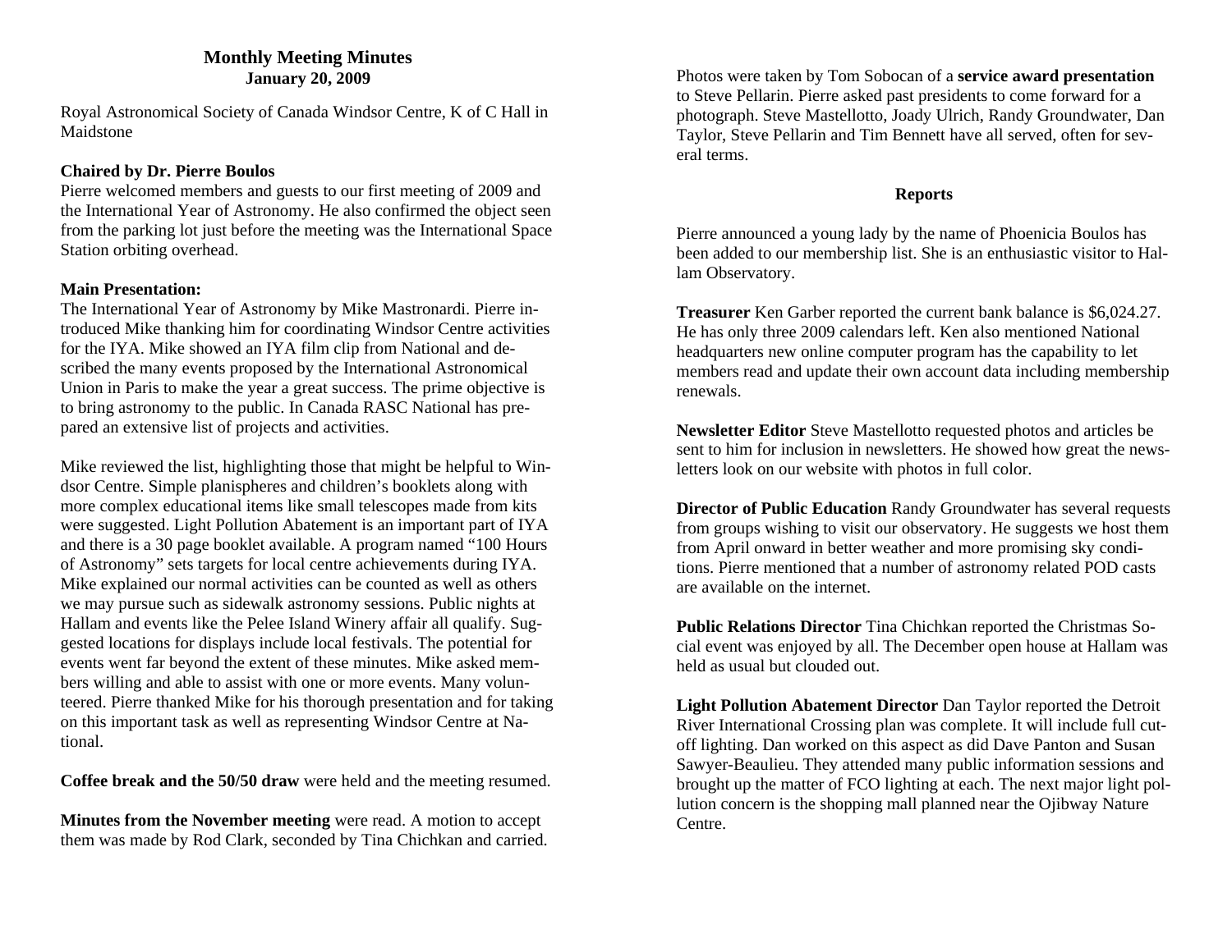# Monthly Meeting Minutes
## January 20, 2009

Royal Astronomical Society of Canada Windsor Centre, K of C Hall in Maidstone

**Chaired by Dr. Pierre Boulos**

Pierre welcomed members and guests to our first meeting of 2009 and the International Year of Astronomy. He also confirmed the object seen from the parking lot just before the meeting was the International Space Station orbiting overhead.

**Main Presentation:**

The International Year of Astronomy by Mike Mastronardi. Pierre introduced Mike thanking him for coordinating Windsor Centre activities for the IYA. Mike showed an IYA film clip from National and described the many events proposed by the International Astronomical Union in Paris to make the year a great success. The prime objective is to bring astronomy to the public. In Canada RASC National has prepared an extensive list of projects and activities.

Mike reviewed the list, highlighting those that might be helpful to Windsor Centre. Simple planispheres and children's booklets along with more complex educational items like small telescopes made from kits were suggested. Light Pollution Abatement is an important part of IYA and there is a 30 page booklet available. A program named "100 Hours of Astronomy" sets targets for local centre achievements during IYA. Mike explained our normal activities can be counted as well as others we may pursue such as sidewalk astronomy sessions. Public nights at Hallam and events like the Pelee Island Winery affair all qualify. Suggested locations for displays include local festivals. The potential for events went far beyond the extent of these minutes. Mike asked members willing and able to assist with one or more events. Many volunteered. Pierre thanked Mike for his thorough presentation and for taking on this important task as well as representing Windsor Centre at National.

**Coffee break and the 50/50 draw** were held and the meeting resumed.

**Minutes from the November meeting** were read. A motion to accept them was made by Rod Clark, seconded by Tina Chichkan and carried.

Photos were taken by Tom Sobocan of a **service award presentation** to Steve Pellarin. Pierre asked past presidents to come forward for a photograph. Steve Mastellotto, Joady Ulrich, Randy Groundwater, Dan Taylor, Steve Pellarin and Tim Bennett have all served, often for several terms.

### Reports

Pierre announced a young lady by the name of Phoenicia Boulos has been added to our membership list. She is an enthusiastic visitor to Hallam Observatory.

**Treasurer** Ken Garber reported the current bank balance is $6,024.27. He has only three 2009 calendars left. Ken also mentioned National headquarters new online computer program has the capability to let members read and update their own account data including membership renewals.

**Newsletter Editor** Steve Mastellotto requested photos and articles be sent to him for inclusion in newsletters. He showed how great the newsletters look on our website with photos in full color.

**Director of Public Education** Randy Groundwater has several requests from groups wishing to visit our observatory. He suggests we host them from April onward in better weather and more promising sky conditions. Pierre mentioned that a number of astronomy related POD casts are available on the internet.

**Public Relations Director** Tina Chichkan reported the Christmas Social event was enjoyed by all. The December open house at Hallam was held as usual but clouded out.

**Light Pollution Abatement Director** Dan Taylor reported the Detroit River International Crossing plan was complete. It will include full cut-off lighting. Dan worked on this aspect as did Dave Panton and Susan Sawyer-Beaulieu. They attended many public information sessions and brought up the matter of FCO lighting at each. The next major light pollution concern is the shopping mall planned near the Ojibway Nature Centre.